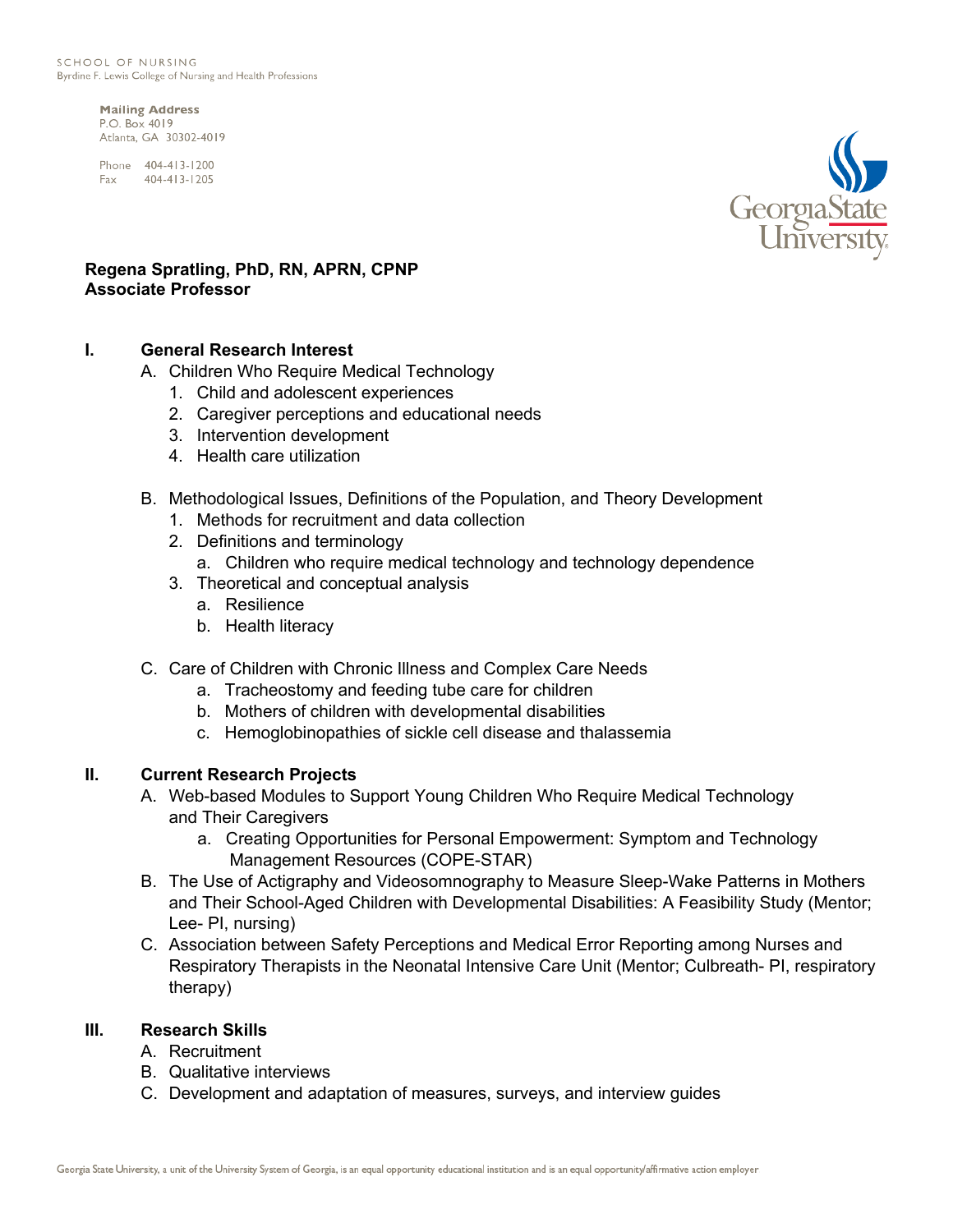SCHOOL OF NURSING
Byrdine F. Lewis College of Nursing and Health Professions

**Mailing Address**
P.O. Box 4019
Atlanta, GA 30302-4019

Phone 404-413-1200
Fax 404-413-1205

**Regena Spratling, PhD, RN, APRN, CPNP**
**Associate Professor**

## I. General Research Interest

A. Children Who Require Medical Technology
   1. Child and adolescent experiences
   2. Caregiver perceptions and educational needs
   3. Intervention development
   4. Health care utilization

B. Methodological Issues, Definitions of the Population, and Theory Development
   1. Methods for recruitment and data collection
   2. Definitions and terminology
      a. Children who require medical technology and technology dependence
   3. Theoretical and conceptual analysis
      a. Resilience
      b. Health literacy

C. Care of Children with Chronic Illness and Complex Care Needs
   a. Tracheostomy and feeding tube care for children
   b. Mothers of children with developmental disabilities
   c. Hemoglobinopathies of sickle cell disease and thalassemia

## II. Current Research Projects

A. Web-based Modules to Support Young Children Who Require Medical Technology and Their Caregivers
   a. Creating Opportunities for Personal Empowerment: Symptom and Technology Management Resources (COPE-STAR)

B. The Use of Actigraphy and Videosomnography to Measure Sleep-Wake Patterns in Mothers and Their School-Aged Children with Developmental Disabilities: A Feasibility Study (Mentor; Lee- PI, nursing)

C. Association between Safety Perceptions and Medical Error Reporting among Nurses and Respiratory Therapists in the Neonatal Intensive Care Unit (Mentor; Culbreath- PI, respiratory therapy)

## III. Research Skills

A. Recruitment
B. Qualitative interviews
C. Development and adaptation of measures, surveys, and interview guides

Georgia State University, a unit of the University System of Georgia, is an equal opportunity educational institution and is an equal opportunity/affirmative action employer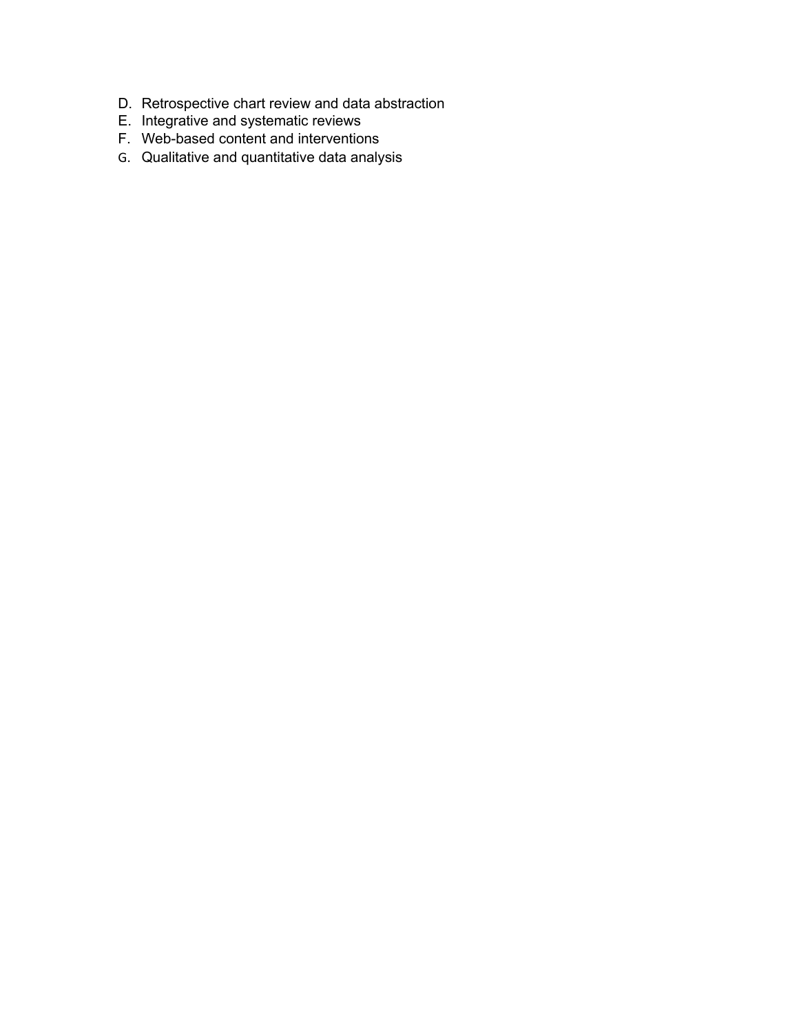D. Retrospective chart review and data abstraction
E. Integrative and systematic reviews
F. Web-based content and interventions
G. Qualitative and quantitative data analysis